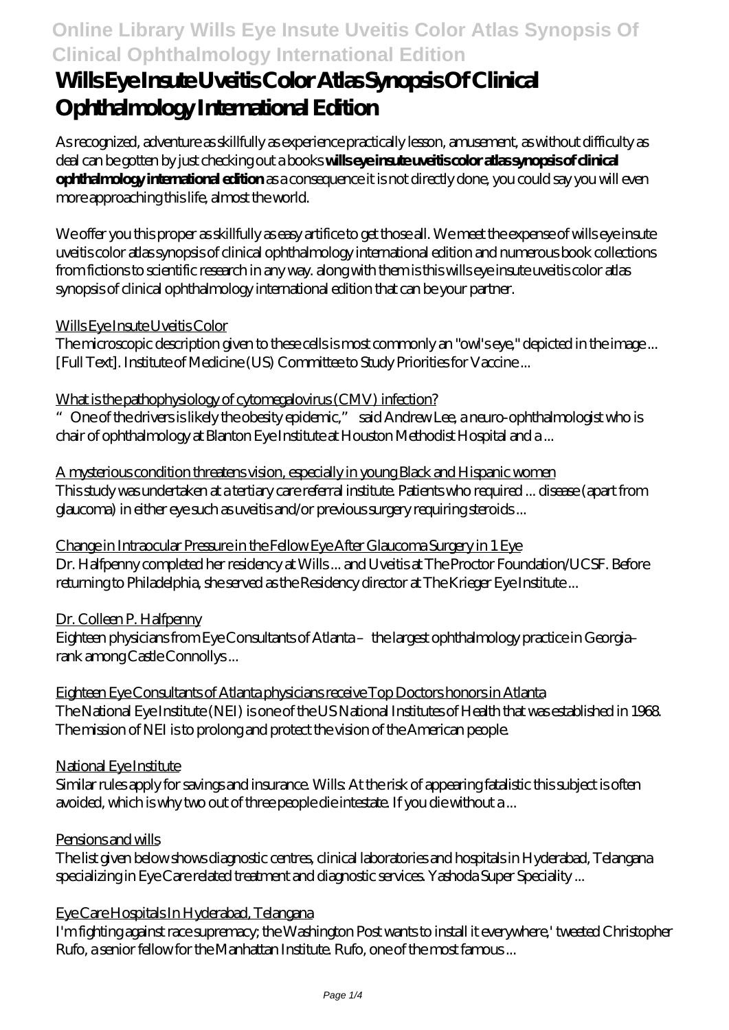# Wills Eye Insute Uveitis Color Atlas Synopsis Of Clinical Ophthalmology International Edition

As recognized, adventure as skillfully as experience practically lesson, amusement, as without difficulty as deal can be gotten by just checking out a books **wills eye insute uveitis color atlas synopsis of clinical ophthalmology international edition** as a consequence it is not directly done, you could say you will even more approaching this life, almost the world.

We offer you this proper as skillfully as easy artifice to get those all. We meet the expense of wills eye insute uveitis color atlas synopsis of clinical ophthalmology international edition and numerous book collections from fictions to scientific research in any way. along with them is this wills eye insute uveitis color atlas synopsis of clinical ophthalmology international edition that can be your partner.

Wills Eye Insute Uveitis Color

The microscopic description given to these cells is most commonly an "owl's eye," depicted in the image ... [Full Text]. Institute of Medicine (US) Committee to Study Priorities for Vaccine ...

What is the pathophysiology of cytomegalovirus (CMV) infection?

"One of the drivers is likely the obesity epidemic," said Andrew Lee, a neuro-ophthalmologist who is chair of ophthalmology at Blanton Eye Institute at Houston Methodist Hospital and a ...

A mysterious condition threatens vision, especially in young Black and Hispanic women

This study was undertaken at a tertiary care referral institute. Patients who required ... disease (apart from glaucoma) in either eye such as uveitis and/or previous surgery requiring steroids ...

Change in Intraocular Pressure in the Fellow Eye After Glaucoma Surgery in 1 Eye

Dr. Halfpenny completed her residency at Wills ... and Uveitis at The Proctor Foundation/UCSF. Before returning to Philadelphia, she served as the Residency director at The Krieger Eye Institute ...

Dr. Colleen P. Halfpenny

Eighteen physicians from Eye Consultants of Atlanta – the largest ophthalmology practice in Georgia – rank among Castle Connollys ...

Eighteen Eye Consultants of Atlanta physicians receive Top Doctors honors in Atlanta

The National Eye Institute (NEI) is one of the US National Institutes of Health that was established in 1968. The mission of NEI is to prolong and protect the vision of the American people.

National Eye Institute

Similar rules apply for savings and insurance. Wills: At the risk of appearing fatalistic this subject is often avoided, which is why two out of three people die intestate. If you die without a ...

Pensions and wills

The list given below shows diagnostic centres, clinical laboratories and hospitals in Hyderabad, Telangana specializing in Eye Care related treatment and diagnostic services. Yashoda Super Speciality ...

Eye Care Hospitals In Hyderabad, Telangana

I'm fighting against race supremacy; the Washington Post wants to install it everywhere,' tweeted Christopher Rufo, a senior fellow for the Manhattan Institute. Rufo, one of the most famous ...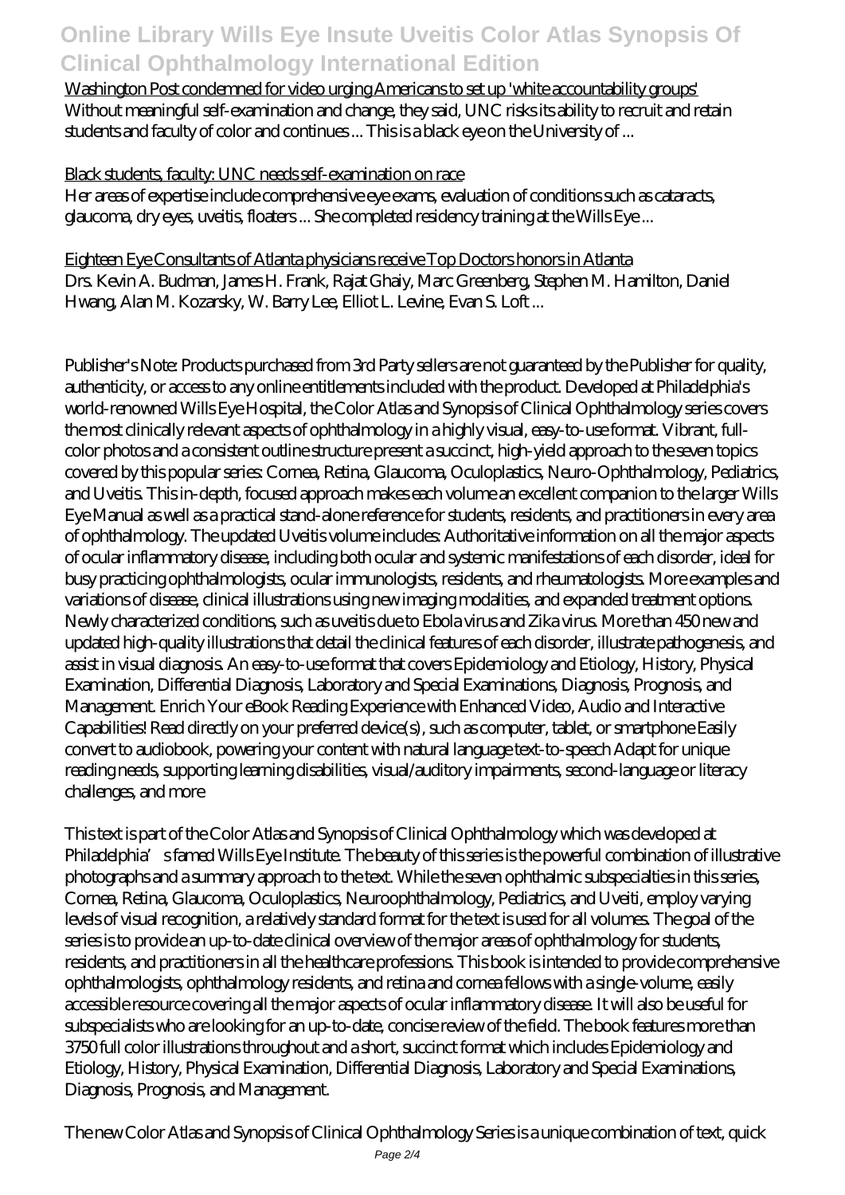Washington Post condemned for video urging Americans to set up 'white accountability groups'
Without meaningful self-examination and change, they said, UNC risks its ability to recruit and retain students and faculty of color and continues ... This is a black eye on the University of ...

Black students, faculty: UNC needs self-examination on race
Her areas of expertise include comprehensive eye exams, evaluation of conditions such as cataracts, glaucoma, dry eyes, uveitis, floaters ... She completed residency training at the Wills Eye ...

Eighteen Eye Consultants of Atlanta physicians receive Top Doctors honors in Atlanta
Drs. Kevin A. Budman, James H. Frank, Rajat Ghaiy, Marc Greenberg, Stephen M. Hamilton, Daniel Hwang, Alan M. Kozarsky, W. Barry Lee, Elliot L. Levine, Evan S. Loft ...

Publisher's Note: Products purchased from 3rd Party sellers are not guaranteed by the Publisher for quality, authenticity, or access to any online entitlements included with the product. Developed at Philadelphia's world-renowned Wills Eye Hospital, the Color Atlas and Synopsis of Clinical Ophthalmology series covers the most clinically relevant aspects of ophthalmology in a highly visual, easy-to-use format. Vibrant, full-color photos and a consistent outline structure present a succinct, high-yield approach to the seven topics covered by this popular series: Cornea, Retina, Glaucoma, Oculoplastics, Neuro-Ophthalmology, Pediatrics, and Uveitis. This in-depth, focused approach makes each volume an excellent companion to the larger Wills Eye Manual as well as a practical stand-alone reference for students, residents, and practitioners in every area of ophthalmology. The updated Uveitis volume includes: Authoritative information on all the major aspects of ocular inflammatory disease, including both ocular and systemic manifestations of each disorder, ideal for busy practicing ophthalmologists, ocular immunologists, residents, and rheumatologists. More examples and variations of disease, clinical illustrations using new imaging modalities, and expanded treatment options. Newly characterized conditions, such as uveitis due to Ebola virus and Zika virus. More than 450 new and updated high-quality illustrations that detail the clinical features of each disorder, illustrate pathogenesis, and assist in visual diagnosis. An easy-to-use format that covers Epidemiology and Etiology, History, Physical Examination, Differential Diagnosis, Laboratory and Special Examinations, Diagnosis, Prognosis, and Management. Enrich Your eBook Reading Experience with Enhanced Video, Audio and Interactive Capabilities! Read directly on your preferred device(s), such as computer, tablet, or smartphone Easily convert to audiobook, powering your content with natural language text-to-speech Adapt for unique reading needs, supporting learning disabilities, visual/auditory impairments, second-language or literacy challenges, and more

This text is part of the Color Atlas and Synopsis of Clinical Ophthalmology which was developed at Philadelphia's famed Wills Eye Institute. The beauty of this series is the powerful combination of illustrative photographs and a summary approach to the text. While the seven ophthalmic subspecialties in this series, Cornea, Retina, Glaucoma, Oculoplastics, Neuroophthalmology, Pediatrics, and Uveiti, employ varying levels of visual recognition, a relatively standard format for the text is used for all volumes. The goal of the series is to provide an up-to-date clinical overview of the major areas of ophthalmology for students, residents, and practitioners in all the healthcare professions. This book is intended to provide comprehensive ophthalmologists, ophthalmology residents, and retina and cornea fellows with a single-volume, easily accessible resource covering all the major aspects of ocular inflammatory disease. It will also be useful for subspecialists who are looking for an up-to-date, concise review of the field. The book features more than 3750 full color illustrations throughout and a short, succinct format which includes Epidemiology and Etiology, History, Physical Examination, Differential Diagnosis, Laboratory and Special Examinations, Diagnosis, Prognosis, and Management.

The new Color Atlas and Synopsis of Clinical Ophthalmology Series is a unique combination of text, quick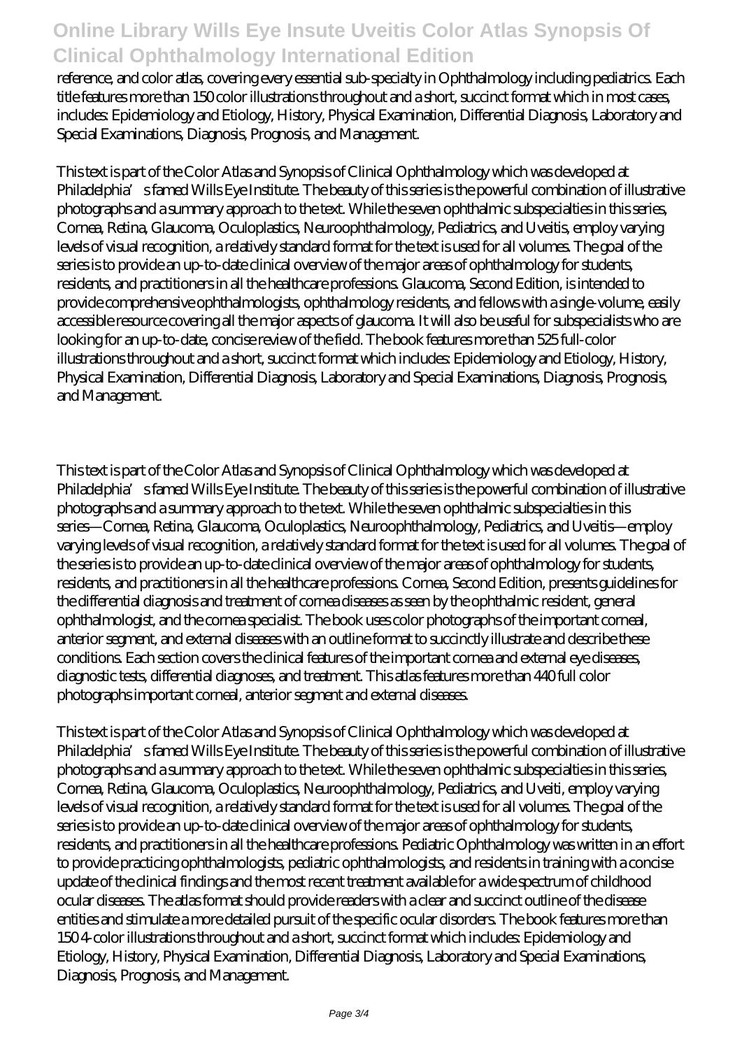reference, and color atlas, covering every essential sub-specialty in Ophthalmology including pediatrics. Each title features more than 150 color illustrations throughout and a short, succinct format which in most cases, includes: Epidemiology and Etiology, History, Physical Examination, Differential Diagnosis, Laboratory and Special Examinations, Diagnosis, Prognosis, and Management.

This text is part of the Color Atlas and Synopsis of Clinical Ophthalmology which was developed at Philadelphia's famed Wills Eye Institute. The beauty of this series is the powerful combination of illustrative photographs and a summary approach to the text. While the seven ophthalmic subspecialties in this series, Cornea, Retina, Glaucoma, Oculoplastics, Neuroophthalmology, Pediatrics, and Uveitis, employ varying levels of visual recognition, a relatively standard format for the text is used for all volumes. The goal of the series is to provide an up-to-date clinical overview of the major areas of ophthalmology for students, residents, and practitioners in all the healthcare professions. Glaucoma, Second Edition, is intended to provide comprehensive ophthalmologists, ophthalmology residents, and fellows with a single-volume, easily accessible resource covering all the major aspects of glaucoma. It will also be useful for subspecialists who are looking for an up-to-date, concise review of the field. The book features more than 525 full-color illustrations throughout and a short, succinct format which includes: Epidemiology and Etiology, History, Physical Examination, Differential Diagnosis, Laboratory and Special Examinations, Diagnosis, Prognosis, and Management.

This text is part of the Color Atlas and Synopsis of Clinical Ophthalmology which was developed at Philadelphia's famed Wills Eye Institute. The beauty of this series is the powerful combination of illustrative photographs and a summary approach to the text. While the seven ophthalmic subspecialties in this series—Cornea, Retina, Glaucoma, Oculoplastics, Neuroophthalmology, Pediatrics, and Uveitis—employ varying levels of visual recognition, a relatively standard format for the text is used for all volumes. The goal of the series is to provide an up-to-date clinical overview of the major areas of ophthalmology for students, residents, and practitioners in all the healthcare professions. Cornea, Second Edition, presents guidelines for the differential diagnosis and treatment of cornea diseases as seen by the ophthalmic resident, general ophthalmologist, and the cornea specialist. The book uses color photographs of the important corneal, anterior segment, and external diseases with an outline format to succinctly illustrate and describe these conditions. Each section covers the clinical features of the important cornea and external eye diseases, diagnostic tests, differential diagnoses, and treatment. This atlas features more than 440 full color photographs important corneal, anterior segment and external diseases.

This text is part of the Color Atlas and Synopsis of Clinical Ophthalmology which was developed at Philadelphia's famed Wills Eye Institute. The beauty of this series is the powerful combination of illustrative photographs and a summary approach to the text. While the seven ophthalmic subspecialties in this series, Cornea, Retina, Glaucoma, Oculoplastics, Neuroophthalmology, Pediatrics, and Uveiti, employ varying levels of visual recognition, a relatively standard format for the text is used for all volumes. The goal of the series is to provide an up-to-date clinical overview of the major areas of ophthalmology for students, residents, and practitioners in all the healthcare professions. Pediatric Ophthalmology was written in an effort to provide practicing ophthalmologists, pediatric ophthalmologists, and residents in training with a concise update of the clinical findings and the most recent treatment available for a wide spectrum of childhood ocular diseases. The atlas format should provide readers with a clear and succinct outline of the disease entities and stimulate a more detailed pursuit of the specific ocular disorders. The book features more than 150 4-color illustrations throughout and a short, succinct format which includes: Epidemiology and Etiology, History, Physical Examination, Differential Diagnosis, Laboratory and Special Examinations, Diagnosis, Prognosis, and Management.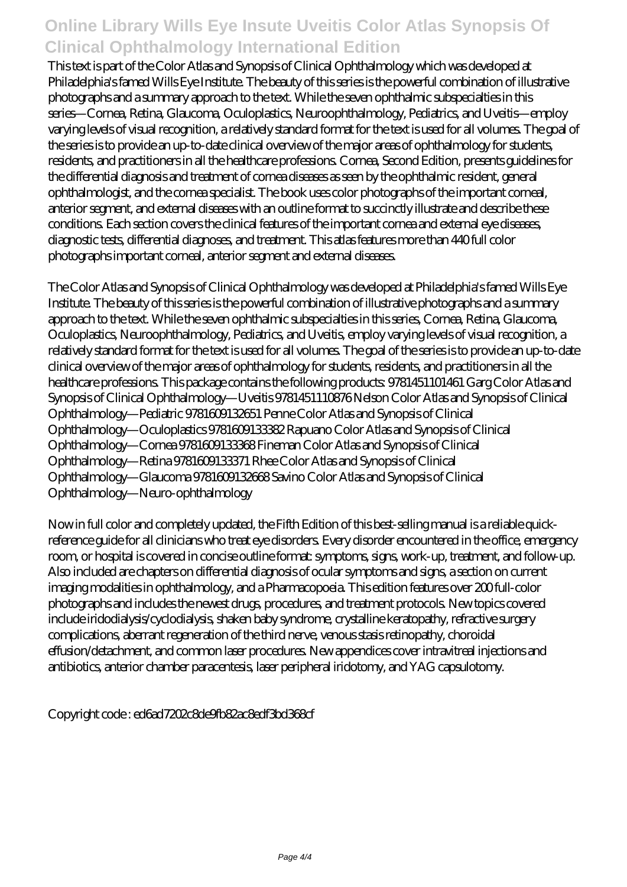This text is part of the Color Atlas and Synopsis of Clinical Ophthalmology which was developed at Philadelphia's famed Wills Eye Institute. The beauty of this series is the powerful combination of illustrative photographs and a summary approach to the text. While the seven ophthalmic subspecialties in this series—Cornea, Retina, Glaucoma, Oculoplastics, Neuroophthalmology, Pediatrics, and Uveitis—employ varying levels of visual recognition, a relatively standard format for the text is used for all volumes. The goal of the series is to provide an up-to-date clinical overview of the major areas of ophthalmology for students, residents, and practitioners in all the healthcare professions. Cornea, Second Edition, presents guidelines for the differential diagnosis and treatment of cornea diseases as seen by the ophthalmic resident, general ophthalmologist, and the cornea specialist. The book uses color photographs of the important corneal, anterior segment, and external diseases with an outline format to succinctly illustrate and describe these conditions. Each section covers the clinical features of the important cornea and external eye diseases, diagnostic tests, differential diagnoses, and treatment. This atlas features more than 440 full color photographs important corneal, anterior segment and external diseases.

The Color Atlas and Synopsis of Clinical Ophthalmology was developed at Philadelphia's famed Wills Eye Institute. The beauty of this series is the powerful combination of illustrative photographs and a summary approach to the text. While the seven ophthalmic subspecialties in this series, Cornea, Retina, Glaucoma, Oculoplastics, Neuroophthalmology, Pediatrics, and Uveitis, employ varying levels of visual recognition, a relatively standard format for the text is used for all volumes. The goal of the series is to provide an up-to-date clinical overview of the major areas of ophthalmology for students, residents, and practitioners in all the healthcare professions. This package contains the following products: 9781451101461 Garg Color Atlas and Synopsis of Clinical Ophthalmology—Uveitis 9781451110876 Nelson Color Atlas and Synopsis of Clinical Ophthalmology—Pediatric 9781609132651 Penne Color Atlas and Synopsis of Clinical Ophthalmology—Oculoplastics 9781609133382 Rapuano Color Atlas and Synopsis of Clinical Ophthalmology—Cornea 9781609133368 Fineman Color Atlas and Synopsis of Clinical Ophthalmology—Retina 9781609133371 Rhee Color Atlas and Synopsis of Clinical Ophthalmology—Glaucoma 9781609132668 Savino Color Atlas and Synopsis of Clinical Ophthalmology—Neuro-ophthalmology

Now in full color and completely updated, the Fifth Edition of this best-selling manual is a reliable quick-reference guide for all clinicians who treat eye disorders. Every disorder encountered in the office, emergency room, or hospital is covered in concise outline format: symptoms, signs, work-up, treatment, and follow-up. Also included are chapters on differential diagnosis of ocular symptoms and signs, a section on current imaging modalities in ophthalmology, and a Pharmacopoeia. This edition features over 200 full-color photographs and includes the newest drugs, procedures, and treatment protocols. New topics covered include iridodialysis/cyclodialysis, shaken baby syndrome, crystalline keratopathy, refractive surgery complications, aberrant regeneration of the third nerve, venous stasis retinopathy, choroidal effusion/detachment, and common laser procedures. New appendices cover intravitreal injections and antibiotics, anterior chamber paracentesis, laser peripheral iridotomy, and YAG capsulotomy.

Copyright code : ed6ad7202c8de9fb82ac8edf3bd368cf